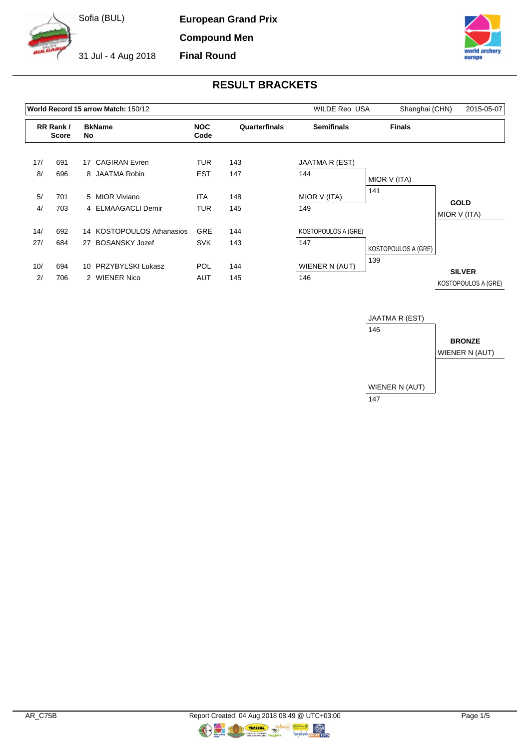Sofia (BUL)

31 Jul - 4 Aug 2018

**European Grand Prix**

**Compound Men**

**Final Round**

## RESULT BRACKETS

| **World Record 15 arrow Match:** 150/12 | WILDE Reo USA | Shanghai (CHN) | 2015-05-07 |
|---|---|---|---|

| RR Rank / Score | | BkNo | Name | NOC Code | Quarterfinals | Semifinals | Finals |
|---|---|---|---|---|---|---|---|
| 17/ | 691 | 17 | CAGIRAN Evren | TUR | 143 | JAATMA R (EST) | |
| 8/ | 696 | 8 | JAATMA Robin | EST | 147 | 144 | MIOR V (ITA) |
| 5/ | 701 | 5 | MIOR Viviano | ITA | 148 | MIOR V (ITA) | 141 |
| 4/ | 703 | 4 | ELMAAGACLI Demir | TUR | 145 | 149 | |
| 14/ | 692 | 14 | KOSTOPOULOS Athanasios | GRE | 144 | KOSTOPOULOS A (GRE) | |
| 27/ | 684 | 27 | BOSANSKY Jozef | SVK | 143 | 147 | KOSTOPOULOS A (GRE) |
| 10/ | 694 | 10 | PRZYBYLSKI Lukasz | POL | 144 | WIENER N (AUT) | 139 |
| 2/ | 706 | 2 | WIENER Nico | AUT | 145 | 146 | |

**GOLD**
MIOR V (ITA)

**SILVER**
KOSTOPOULOS A (GRE)

| Bronze Match | |
|---|---|
| JAATMA R (EST) | 146 |
| WIENER N (AUT) | 147 |

**BRONZE**
WIENER N (AUT)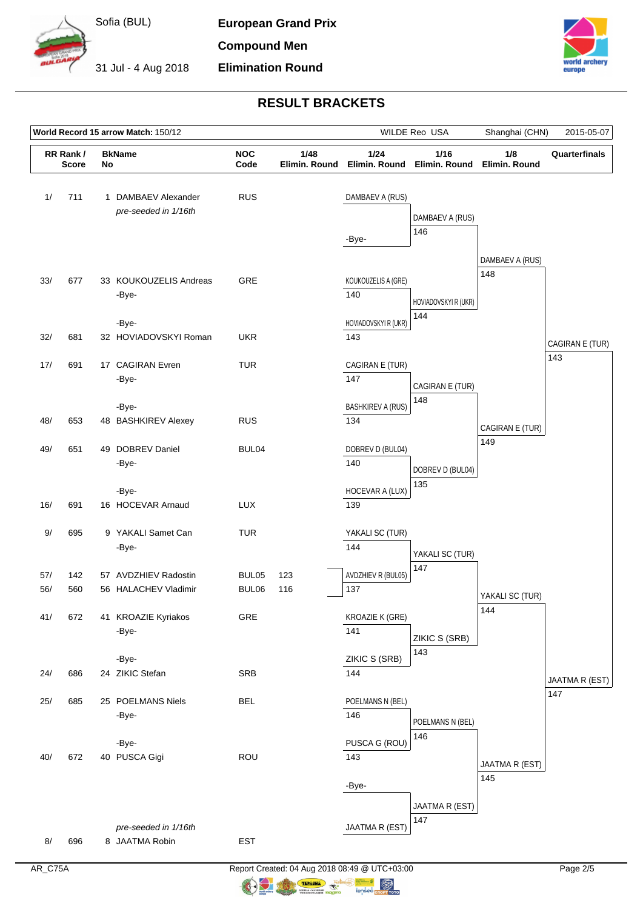Sofia (BUL)

31 Jul - 4 Aug 2018

**European Grand Prix**

**Compound Men**

**Elimination Round**

## RESULT BRACKETS

**World Record 15 arrow Match:** 150/12 — WILDE Reo USA — Shanghai (CHN) — 2015-05-07

| RR Rank / Score | | BkName No | | NOC Code | 1/48 Elimin. Round | 1/24 Elimin. Round | 1/16 Elimin. Round | 1/8 Elimin. Round | Quarterfinals |
|---|---|---|---|---|---|---|---|---|---|
| 1/ | 711 | 1 | DAMBAEV Alexander *pre-seeded in 1/16th* | RUS | | DAMBAEV A (RUS) | | | |
| | | | | | | -Bye- | DAMBAEV A (RUS) 146 | | |
| 33/ | 677 | 33 | KOUKOUZELIS Andreas | GRE | | KOUKOUZELIS A (GRE) 140 | | DAMBAEV A (RUS) 148 | |
| | | | -Bye- | | | | | | |
| | | | -Bye- | | | | HOVIADOVSKYI R (UKR) 144 | | |
| 32/ | 681 | 32 | HOVIADOVSKYI Roman | UKR | | HOVIADOVSKYI R (UKR) 143 | | | CAGIRAN E (TUR) 143 |
| 17/ | 691 | 17 | CAGIRAN Evren | TUR | | CAGIRAN E (TUR) 147 | | | |
| | | | -Bye- | | | | CAGIRAN E (TUR) 148 | | |
| | | | -Bye- | | | | | | |
| 48/ | 653 | 48 | BASHKIREV Alexey | RUS | | BASHKIREV A (RUS) 134 | | CAGIRAN E (TUR) 149 | |
| 49/ | 651 | 49 | DOBREV Daniel | BUL04 | | DOBREV D (BUL04) 140 | | | |
| | | | -Bye- | | | | DOBREV D (BUL04) 135 | | |
| | | | -Bye- | | | | | | |
| 16/ | 691 | 16 | HOCEVAR Arnaud | LUX | | HOCEVAR A (LUX) 139 | | | |
| 9/ | 695 | 9 | YAKALI Samet Can | TUR | | YAKALI SC (TUR) 144 | | | |
| | | | -Bye- | | | | YAKALI SC (TUR) 147 | | |
| 57/ | 142 | 57 | AVDZHIEV Radostin | BUL05 | 123 | AVDZHIEV R (BUL05) 137 | | | |
| 56/ | 560 | 56 | HALACHEV Vladimir | BUL06 | 116 | | | YAKALI SC (TUR) 144 | |
| 41/ | 672 | 41 | KROAZIE Kyriakos | GRE | | KROAZIE K (GRE) 141 | | | |
| | | | -Bye- | | | | ZIKIC S (SRB) 143 | | |
| | | | -Bye- | | | | | | |
| 24/ | 686 | 24 | ZIKIC Stefan | SRB | | ZIKIC S (SRB) 144 | | | JAATMA R (EST) 147 |
| 25/ | 685 | 25 | POELMANS Niels | BEL | | POELMANS N (BEL) 146 | | | |
| | | | -Bye- | | | | POELMANS N (BEL) 146 | | |
| | | | -Bye- | | | | | | |
| 40/ | 672 | 40 | PUSCA Gigi | ROU | | PUSCA G (ROU) 143 | | JAATMA R (EST) 145 | |
| | | | | | | -Bye- | | | |
| | | | | | | | JAATMA R (EST) 147 | | |
| 8/ | 696 | 8 | JAATMA Robin *pre-seeded in 1/16th* | EST | | JAATMA R (EST) | | | |

AR_C75A

Report Created: 04 Aug 2018 08:49 @ UTC+03:00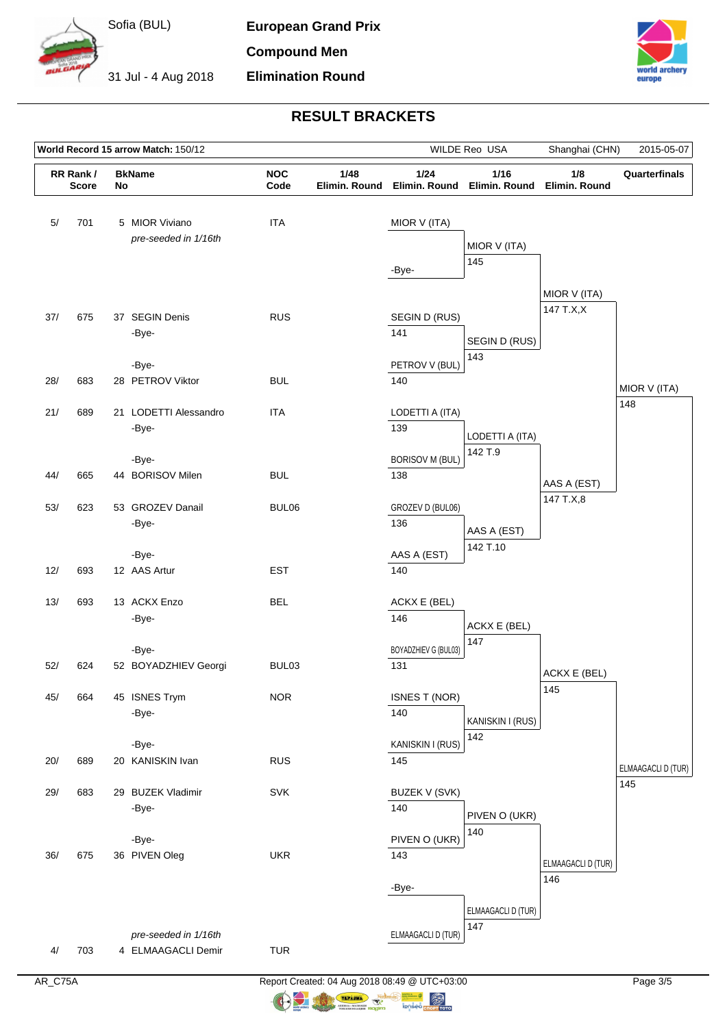Sofia (BUL)

31 Jul - 4 Aug 2018

**European Grand Prix**

**Compound Men**

**Elimination Round**

## RESULT BRACKETS

| World Record 15 arrow Match: 150/12 | | WILDE Reo USA | Shanghai (CHN) | 2015-05-07 |
|---|---|---|---|---|

| RR Rank / Score | | BkName No | | NOC Code | 1/48 Elimin. Round | 1/24 Elimin. Round | 1/16 Elimin. Round | 1/8 Elimin. Round | Quarterfinals |
|---|---|---|---|---|---|---|---|---|---|
| 5/ | 701 | 5 | MIOR Viviano | ITA | | MIOR V (ITA) | | | |
| | | | *pre-seeded in 1/16th* | | | | MIOR V (ITA) 145 | | |
| | | | | | | -Bye- | | | |
| | | | | | | | | MIOR V (ITA) 147 T.X,X | |
| 37/ | 675 | 37 | SEGIN Denis | RUS | | SEGIN D (RUS) 141 | | | |
| | | | -Bye- | | | | SEGIN D (RUS) 143 | | |
| | | | -Bye- | | | PETROV V (BUL) 140 | | | |
| 28/ | 683 | 28 | PETROV Viktor | BUL | | | | | MIOR V (ITA) 148 |
| 21/ | 689 | 21 | LODETTI Alessandro | ITA | | LODETTI A (ITA) 139 | | | |
| | | | -Bye- | | | | LODETTI A (ITA) 142 T.9 | | |
| | | | -Bye- | | | BORISOV M (BUL) 138 | | | |
| 44/ | 665 | 44 | BORISOV Milen | BUL | | | | AAS A (EST) 147 T.X,8 | |
| 53/ | 623 | 53 | GROZEV Danail | BUL06 | | GROZEV D (BUL06) 136 | | | |
| | | | -Bye- | | | | AAS A (EST) 142 T.10 | | |
| | | | -Bye- | | | AAS A (EST) 140 | | | |
| 12/ | 693 | 12 | AAS Artur | EST | | | | | |
| 13/ | 693 | 13 | ACKX Enzo | BEL | | ACKX E (BEL) 146 | | | |
| | | | -Bye- | | | | ACKX E (BEL) 147 | | |
| | | | -Bye- | | | BOYADZHIEV G (BUL03) 131 | | | |
| 52/ | 624 | 52 | BOYADZHIEV Georgi | BUL03 | | | | ACKX E (BEL) 145 | |
| 45/ | 664 | 45 | ISNES Trym | NOR | | ISNES T (NOR) 140 | | | |
| | | | -Bye- | | | | KANISKIN I (RUS) 142 | | |
| | | | -Bye- | | | KANISKIN I (RUS) 145 | | | |
| 20/ | 689 | 20 | KANISKIN Ivan | RUS | | | | | ELMAAGACLI D (TUR) 145 |
| 29/ | 683 | 29 | BUZEK Vladimir | SVK | | BUZEK V (SVK) 140 | | | |
| | | | -Bye- | | | | PIVEN O (UKR) 140 | | |
| | | | -Bye- | | | PIVEN O (UKR) 143 | | | |
| 36/ | 675 | 36 | PIVEN Oleg | UKR | | | | ELMAAGACLI D (TUR) 146 | |
| | | | | | | -Bye- | | | |
| | | | | | | | ELMAAGACLI D (TUR) 147 | | |
| | | | *pre-seeded in 1/16th* | | | ELMAAGACLI D (TUR) | | | |
| 4/ | 703 | 4 | ELMAAGACLI Demir | TUR | | | | | |

AR_C75A

Report Created: 04 Aug 2018 08:49 @ UTC+03:00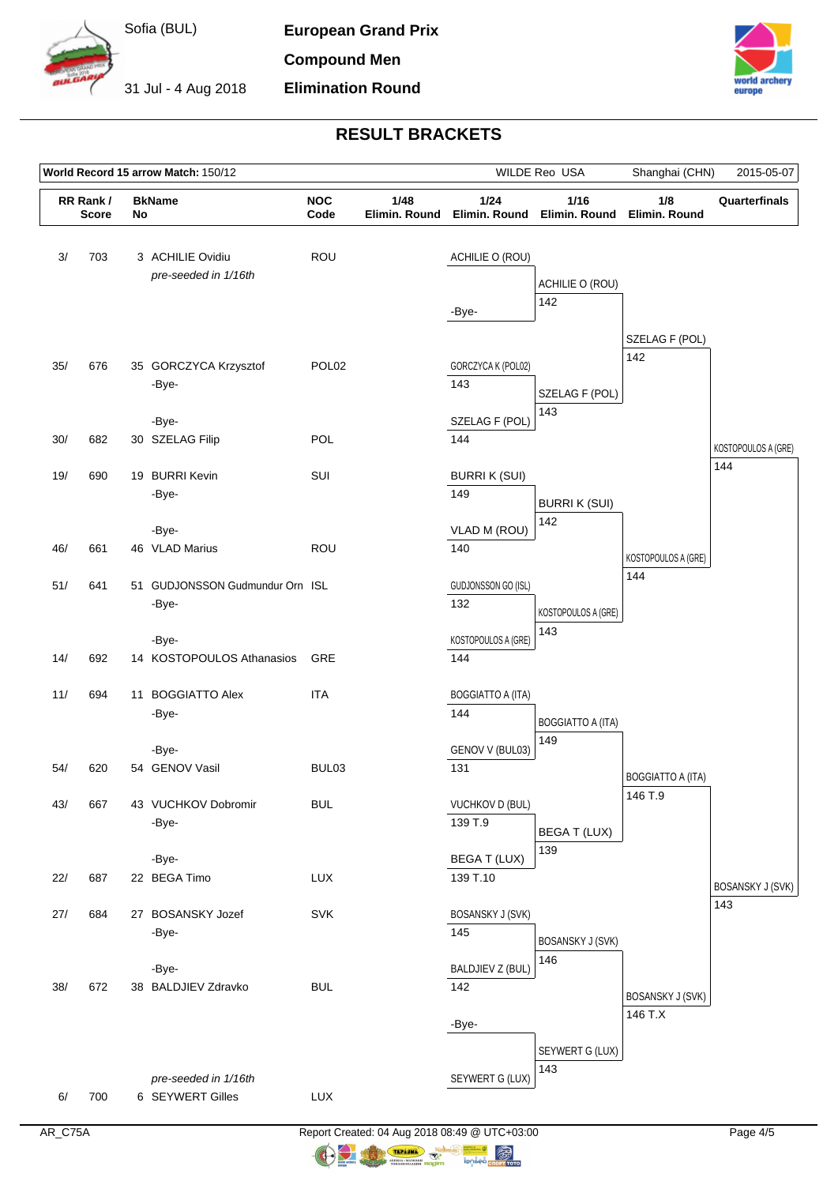Sofia (BUL)

31 Jul - 4 Aug 2018

**European Grand Prix**

**Compound Men**

**Elimination Round**

## RESULT BRACKETS

**World Record 15 arrow Match:** 150/12 — WILDE Reo USA — Shanghai (CHN) — 2015-05-07

| RR Rank / Score | | BkName No | | NOC Code | 1/48 Elimin. Round | 1/24 Elimin. Round | 1/16 Elimin. Round | 1/8 Elimin. Round | Quarterfinals |
|---|---|---|---|---|---|---|---|---|---|
| 3/ | 703 | 3 | ACHILIE Ovidiu *pre-seeded in 1/16th* | ROU | | ACHILIE O (ROU) | ACHILIE O (ROU) 142 | SZELAG F (POL) 142 | KOSTOPOULOS A (GRE) 144 |
| | | | -Bye- | | | -Bye- | | | |
| 35/ | 676 | 35 | GORCZYCA Krzysztof | POL02 | -Bye- | GORCZYCA K (POL02) 143 | SZELAG F (POL) 143 | | |
| 30/ | 682 | 30 | SZELAG Filip | POL | -Bye- | SZELAG F (POL) 144 | | | |
| 19/ | 690 | 19 | BURRI Kevin | SUI | -Bye- | BURRI K (SUI) 149 | BURRI K (SUI) 142 | KOSTOPOULOS A (GRE) 144 | |
| 46/ | 661 | 46 | VLAD Marius | ROU | -Bye- | VLAD M (ROU) 140 | | | |
| 51/ | 641 | 51 | GUDJONSSON Gudmundur Orn | ISL | -Bye- | GUDJONSSON GO (ISL) 132 | KOSTOPOULOS A (GRE) 143 | | |
| 14/ | 692 | 14 | KOSTOPOULOS Athanasios | GRE | -Bye- | KOSTOPOULOS A (GRE) 144 | | | |
| 11/ | 694 | 11 | BOGGIATTO Alex | ITA | -Bye- | BOGGIATTO A (ITA) 144 | BOGGIATTO A (ITA) 149 | BOGGIATTO A (ITA) 146 T.9 | BOSANSKY J (SVK) 143 |
| 54/ | 620 | 54 | GENOV Vasil | BUL03 | -Bye- | GENOV V (BUL03) 131 | | | |
| 43/ | 667 | 43 | VUCHKOV Dobromir | BUL | -Bye- | VUCHKOV D (BUL) 139 T.9 | BEGA T (LUX) 139 | | |
| 22/ | 687 | 22 | BEGA Timo | LUX | -Bye- | BEGA T (LUX) 139 T.10 | | | |
| 27/ | 684 | 27 | BOSANSKY Jozef | SVK | -Bye- | BOSANSKY J (SVK) 145 | BOSANSKY J (SVK) 146 | BOSANSKY J (SVK) 146 T.X | |
| 38/ | 672 | 38 | BALDJIEV Zdravko | BUL | -Bye- | BALDJIEV Z (BUL) 142 | | | |
| | | | -Bye- | | | -Bye- | SEYWERT G (LUX) 143 | | |
| 6/ | 700 | 6 | SEYWERT Gilles *pre-seeded in 1/16th* | LUX | | SEYWERT G (LUX) | | | |

AR_C75A — Report Created: 04 Aug 2018 08:49 @ UTC+03:00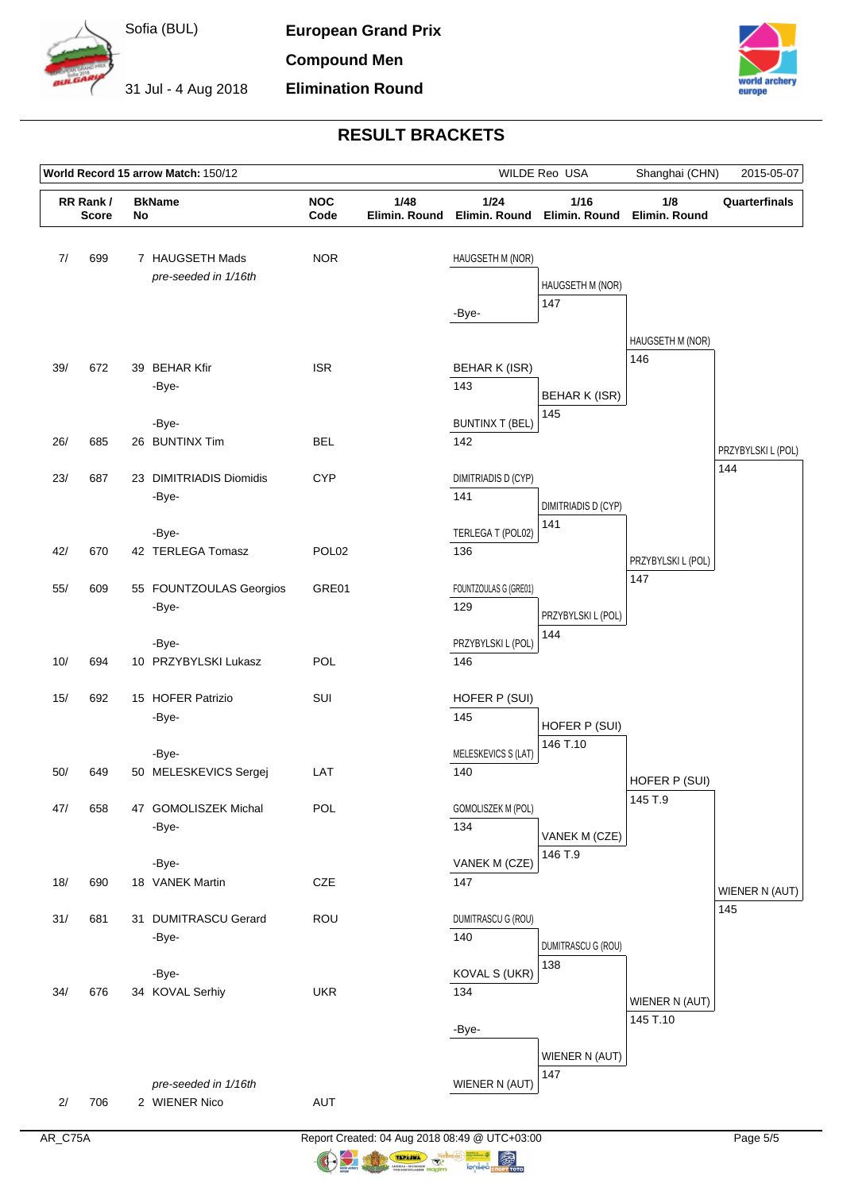Sofia (BUL)

31 Jul - 4 Aug 2018

**European Grand Prix**

**Compound Men**

**Elimination Round**

## RESULT BRACKETS

**World Record 15 arrow Match:** 150/12 — WILDE Reo USA — Shanghai (CHN) — 2015-05-07

| RR Rank / Score | | BkName No | NOC Code | 1/48 Elimin. Round | 1/24 Elimin. Round | 1/16 Elimin. Round | 1/8 Elimin. Round | Quarterfinals |
|---|---|---|---|---|---|---|---|---|
| 7/ | 699 | 7 HAUGSETH Mads *pre-seeded in 1/16th* | NOR | | HAUGSETH M (NOR) | HAUGSETH M (NOR) 147 | HAUGSETH M (NOR) 146 | PRZYBYLSKI L (POL) 144 |
| | | | | | -Bye- | | | |
| 39/ | 672 | 39 BEHAR Kfir | ISR | -Bye- | BEHAR K (ISR) 143 | BEHAR K (ISR) 145 | | |
| 26/ | 685 | 26 BUNTINX Tim | BEL | -Bye- | BUNTINX T (BEL) 142 | | | |
| 23/ | 687 | 23 DIMITRIADIS Diomidis | CYP | -Bye- | DIMITRIADIS D (CYP) 141 | DIMITRIADIS D (CYP) 141 | PRZYBYLSKI L (POL) 147 | |
| 42/ | 670 | 42 TERLEGA Tomasz | POL02 | -Bye- | TERLEGA T (POL02) 136 | | | |
| 55/ | 609 | 55 FOUNTZOULAS Georgios | GRE01 | -Bye- | FOUNTZOULAS G (GRE01) 129 | PRZYBYLSKI L (POL) 144 | | |
| 10/ | 694 | 10 PRZYBYLSKI Lukasz | POL | -Bye- | PRZYBYLSKI L (POL) 146 | | | |
| 15/ | 692 | 15 HOFER Patrizio | SUI | -Bye- | HOFER P (SUI) 145 | HOFER P (SUI) 146 T.10 | HOFER P (SUI) 145 T.9 | WIENER N (AUT) 145 |
| 50/ | 649 | 50 MELESKEVICS Sergej | LAT | -Bye- | MELESKEVICS S (LAT) 140 | | | |
| 47/ | 658 | 47 GOMOLISZEK Michal | POL | -Bye- | GOMOLISZEK M (POL) 134 | VANEK M (CZE) 146 T.9 | | |
| 18/ | 690 | 18 VANEK Martin | CZE | -Bye- | VANEK M (CZE) 147 | | | |
| 31/ | 681 | 31 DUMITRASCU Gerard | ROU | -Bye- | DUMITRASCU G (ROU) 140 | DUMITRASCU G (ROU) 138 | WIENER N (AUT) 145 T.10 | |
| 34/ | 676 | 34 KOVAL Serhiy | UKR | -Bye- | KOVAL S (UKR) 134 | | | |
| | | | | | -Bye- | WIENER N (AUT) 147 | | |
| 2/ | 706 | 2 WIENER Nico *pre-seeded in 1/16th* | AUT | | WIENER N (AUT) | | | |

AR_C75A — Report Created: 04 Aug 2018 08:49 @ UTC+03:00